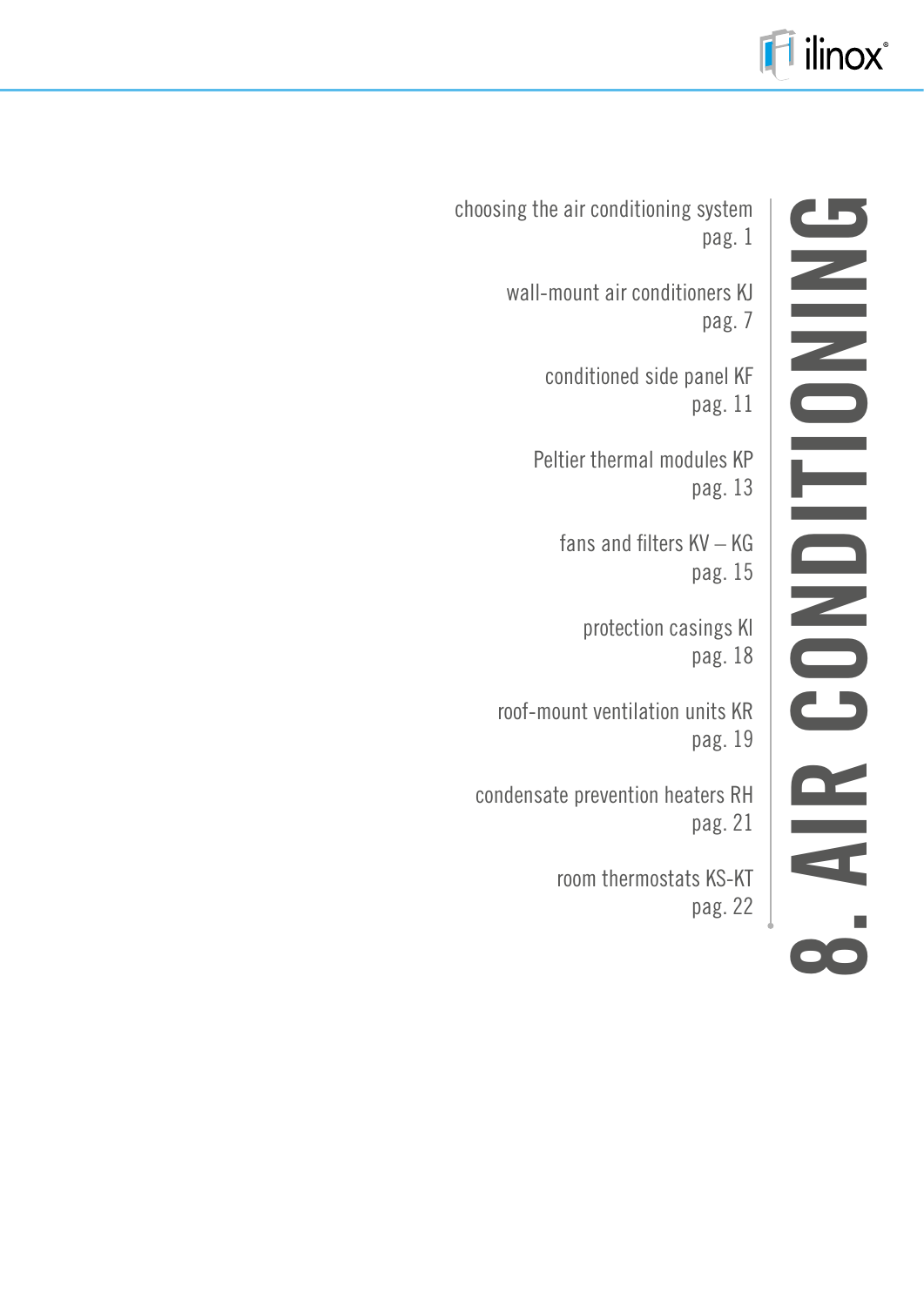# 8. AIR CONDITIONING

choosing the air conditioning system
pag. 1

wall-mount air conditioners KJ
pag. 7

conditioned side panel KF
pag. 11

Peltier thermal modules KP
pag. 13

fans and filters KV – KG
pag. 15

protection casings KI
pag. 18

roof-mount ventilation units KR
pag. 19

condensate prevention heaters RH
pag. 21

room thermostats KS-KT
pag. 22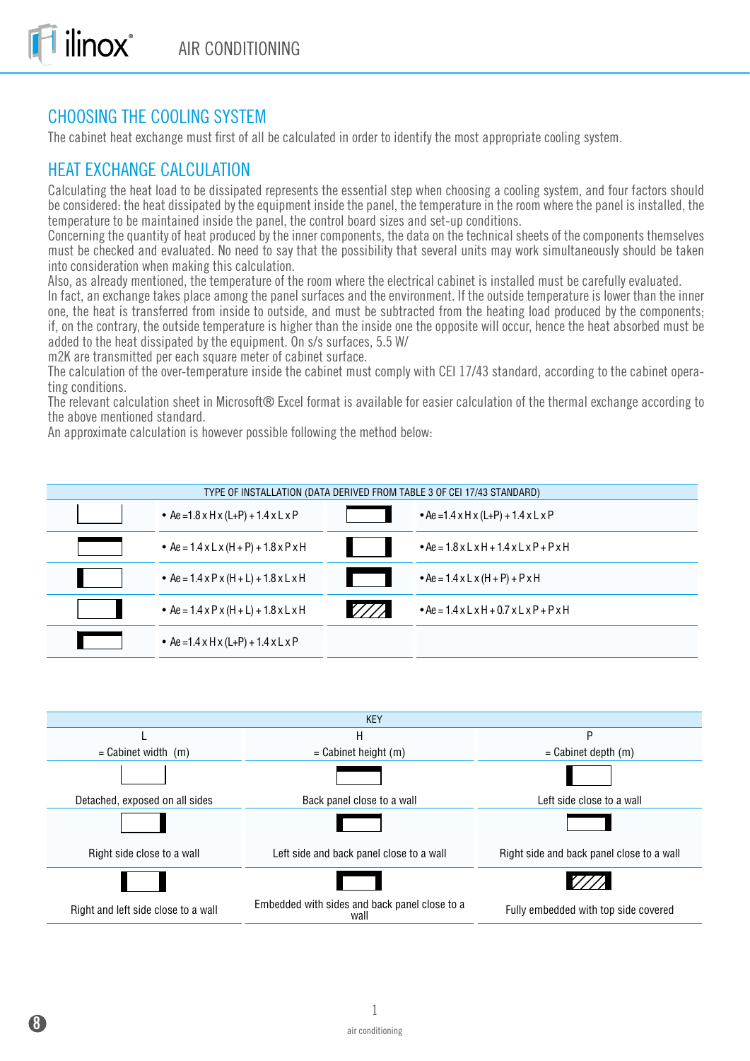## CHOOSING THE COOLING SYSTEM

The cabinet heat exchange must first of all be calculated in order to identify the most appropriate cooling system.

## HEAT EXCHANGE CALCULATION

Calculating the heat load to be dissipated represents the essential step when choosing a cooling system, and four factors should be considered: the heat dissipated by the equipment inside the panel, the temperature in the room where the panel is installed, the temperature to be maintained inside the panel, the control board sizes and set-up conditions.

Concerning the quantity of heat produced by the inner components, the data on the technical sheets of the components themselves must be checked and evaluated. No need to say that the possibility that several units may work simultaneously should be taken into consideration when making this calculation.

Also, as already mentioned, the temperature of the room where the electrical cabinet is installed must be carefully evaluated.

In fact, an exchange takes place among the panel surfaces and the environment. If the outside temperature is lower than the inner one, the heat is transferred from inside to outside, and must be subtracted from the heating load produced by the components; if, on the contrary, the outside temperature is higher than the inside one the opposite will occur, hence the heat absorbed must be added to the heat dissipated by the equipment. On s/s surfaces, 5.5 W/
m2K are transmitted per each square meter of cabinet surface.

The calculation of the over-temperature inside the cabinet must comply with CEI 17/43 standard, according to the cabinet operating conditions.

The relevant calculation sheet in Microsoft® Excel format is available for easier calculation of the thermal exchange according to the above mentioned standard.

An approximate calculation is however possible following the method below:

| TYPE OF INSTALLATION (DATA DERIVED FROM TABLE 3 OF CEI 17/43 STANDARD) | | | |
|---|---|---|---|
| Detached, exposed on all sides | • $Ae = 1.8 \times H \times (L+P) + 1.4 \times L \times P$ | Fully embedded... (back panel close to a wall) | • $Ae = 1.4 \times H \times (L+P) + 1.4 \times L \times P$ |
| Back panel close to a wall | • $Ae = 1.4 \times L \times (H+P) + 1.8 \times P \times H$ | Right and left side close to a wall | • $Ae = 1.8 \times L \times H + 1.4 \times L \times P + P \times H$ |
| Left side close to a wall | • $Ae = 1.4 \times P \times (H+L) + 1.8 \times L \times H$ | Embedded with sides and back panel close to a wall | • $Ae = 1.4 \times L \times (H+P) + P \times H$ |
| Right side close to a wall | • $Ae = 1.4 \times P \times (H+L) + 1.8 \times L \times H$ | Fully embedded with top side covered | • $Ae = 1.4 \times L \times H + 0.7 \times L \times P + P \times H$ |
| Left side and back panel close to a wall | • $Ae = 1.4 \times H \times (L+P) + 1.4 \times L \times P$ | | |

| KEY | | |
|---|---|---|
| L = Cabinet width (m) | H = Cabinet height (m) | P = Cabinet depth (m) |
| Detached, exposed on all sides | Back panel close to a wall | Left side close to a wall |
| Right side close to a wall | Left side and back panel close to a wall | Right side and back panel close to a wall |
| Right and left side close to a wall | Embedded with sides and back panel close to a wall | Fully embedded with top side covered |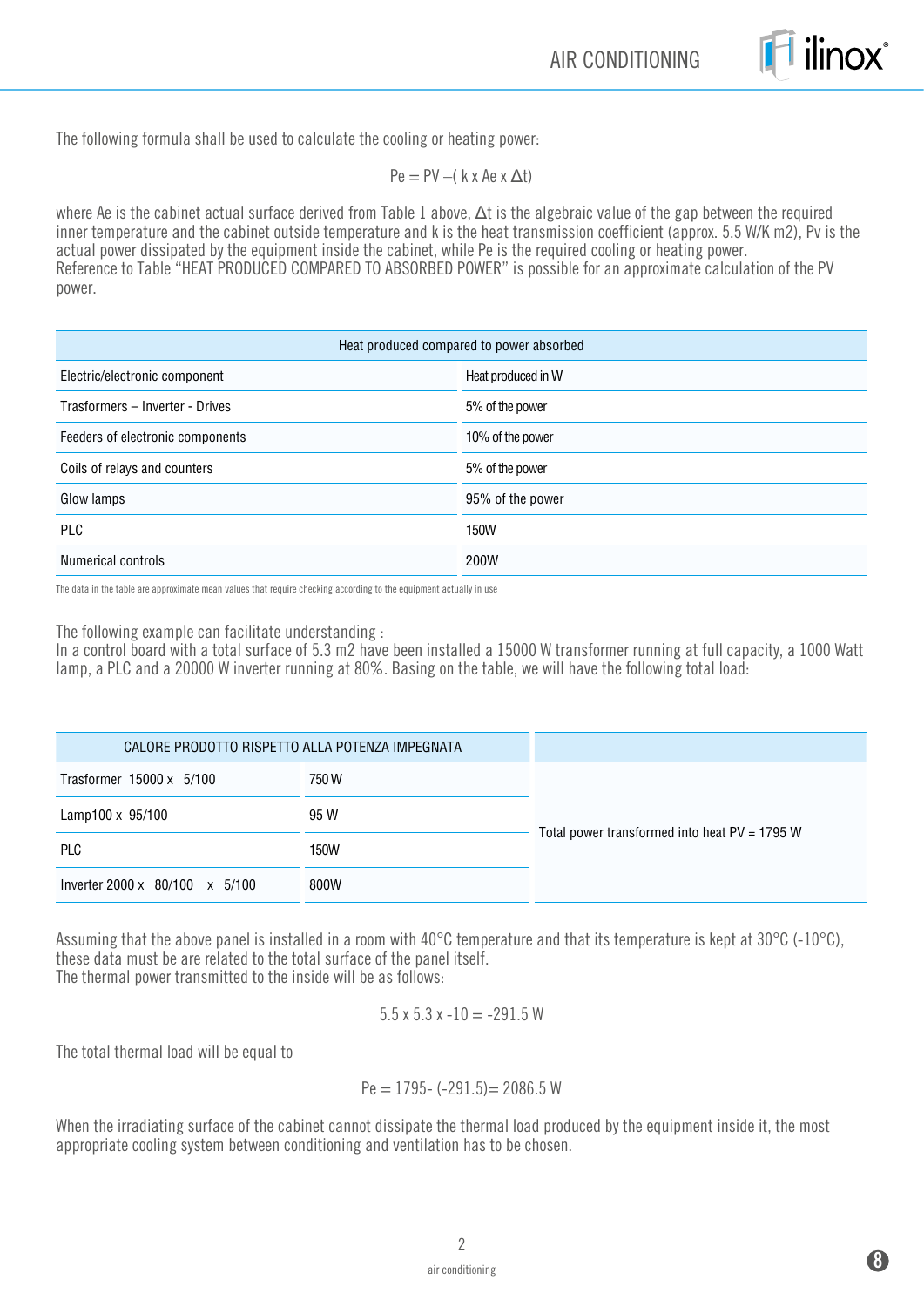The following formula shall be used to calculate the cooling or heating power:

$$Pe = PV - ( k \times Ae \times \Delta t)$$

where Ae is the cabinet actual surface derived from Table 1 above, Δt is the algebraic value of the gap between the required inner temperature and the cabinet outside temperature and k is the heat transmission coefficient (approx. 5.5 W/K m2), Pv is the actual power dissipated by the equipment inside the cabinet, while Pe is the required cooling or heating power.
Reference to Table "HEAT PRODUCED COMPARED TO ABSORBED POWER" is possible for an approximate calculation of the PV power.

| Heat produced compared to power absorbed | |
|---|---|
| Electric/electronic component | Heat produced in W |
| Trasformers – Inverter - Drives | 5% of the power |
| Feeders of electronic components | 10% of the power |
| Coils of relays and counters | 5% of the power |
| Glow lamps | 95% of the power |
| PLC | 150W |
| Numerical controls | 200W |

The data in the table are approximate mean values that require checking according to the equipment actually in use

The following example can facilitate understanding :
In a control board with a total surface of 5.3 m2 have been installed a 15000 W transformer running at full capacity, a 1000 Watt lamp, a PLC and a 20000 W inverter running at 80%. Basing on the table, we will have the following total load:

| CALORE PRODOTTO RISPETTO ALLA POTENZA IMPEGNATA | | |
|---|---|---|
| Trasformer 15000 x 5/100 | 750 W | Total power transformed into heat PV = 1795 W |
| Lamp100 x 95/100 | 95 W | |
| PLC | 150W | |
| Inverter 2000 x 80/100 x 5/100 | 800W | |

Assuming that the above panel is installed in a room with 40°C temperature and that its temperature is kept at 30°C (-10°C), these data must be are related to the total surface of the panel itself.
The thermal power transmitted to the inside will be as follows:

$$5.5 \times 5.3 \times -10 = -291.5 \text{ W}$$

The total thermal load will be equal to

$$Pe = 1795 - (-291.5) = 2086.5 \text{ W}$$

When the irradiating surface of the cabinet cannot dissipate the thermal load produced by the equipment inside it, the most appropriate cooling system between conditioning and ventilation has to be chosen.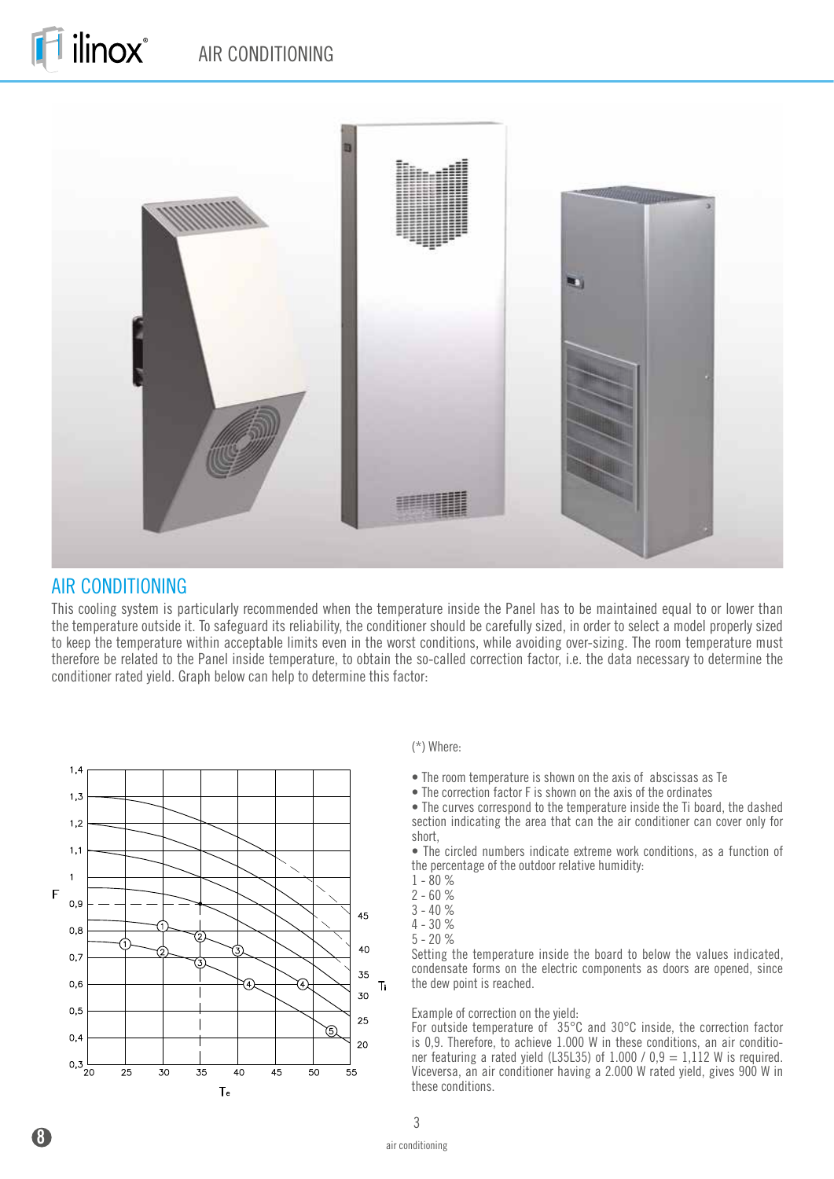## AIR CONDITIONING

This cooling system is particularly recommended when the temperature inside the Panel has to be maintained equal to or lower than the temperature outside it. To safeguard its reliability, the conditioner should be carefully sized, in order to select a model properly sized to keep the temperature within acceptable limits even in the worst conditions, while avoiding over-sizing. The room temperature must therefore be related to the Panel inside temperature, to obtain the so-called correction factor, i.e. the data necessary to determine the conditioner rated yield. Graph below can help to determine this factor:

F

1,4
1,3
1,2
1,1
1
0,9
0,8
0,7
0,6
0,5
0,4
0,3

20 25 30 35 40 45 50 55

Te

Ti

45
40
35
30
25
20

1 2 3 4 5

(*) Where:

- The room temperature is shown on the axis of abscissas as Te
- The correction factor F is shown on the axis of the ordinates
- The curves correspond to the temperature inside the Ti board, the dashed section indicating the area that can the air conditioner can cover only for short,
- The circled numbers indicate extreme work conditions, as a function of the percentage of the outdoor relative humidity:

1 - 80 %
2 - 60 %
3 - 40 %
4 - 30 %
5 - 20 %

Setting the temperature inside the board to below the values indicated, condensate forms on the electric components as doors are opened, since the dew point is reached.

Example of correction on the yield:
For outside temperature of 35°C and 30°C inside, the correction factor is 0,9. Therefore, to achieve 1.000 W in these conditions, an air conditioner featuring a rated yield (L35L35) of 1.000 / 0,9 = 1,112 W is required. Viceversa, an air conditioner having a 2.000 W rated yield, gives 900 W in these conditions.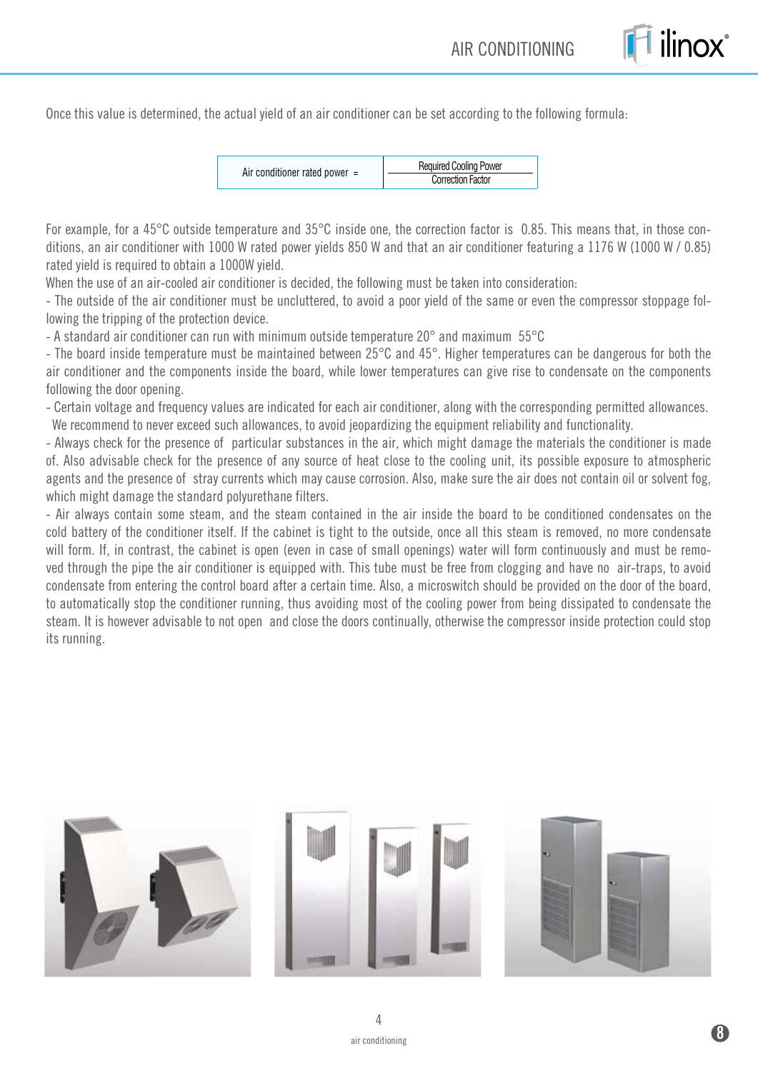Once this value is determined, the actual yield of an air conditioner can be set according to the following formula:

$$\text{Air conditioner rated power} = \frac{\text{Required Cooling Power}}{\text{Correction Factor}}$$

For example, for a 45°C outside temperature and 35°C inside one, the correction factor is 0.85. This means that, in those conditions, an air conditioner with 1000 W rated power yields 850 W and that an air conditioner featuring a 1176 W (1000 W / 0.85) rated yield is required to obtain a 1000W yield.

When the use of an air-cooled air conditioner is decided, the following must be taken into consideration:

- The outside of the air conditioner must be uncluttered, to avoid a poor yield of the same or even the compressor stoppage following the tripping of the protection device.
- A standard air conditioner can run with minimum outside temperature 20° and maximum 55°C
- The board inside temperature must be maintained between 25°C and 45°. Higher temperatures can be dangerous for both the air conditioner and the components inside the board, while lower temperatures can give rise to condensate on the components following the door opening.
- Certain voltage and frequency values are indicated for each air conditioner, along with the corresponding permitted allowances. We recommend to never exceed such allowances, to avoid jeopardizing the equipment reliability and functionality.
- Always check for the presence of particular substances in the air, which might damage the materials the conditioner is made of. Also advisable check for the presence of any source of heat close to the cooling unit, its possible exposure to atmospheric agents and the presence of stray currents which may cause corrosion. Also, make sure the air does not contain oil or solvent fog, which might damage the standard polyurethane filters.
- Air always contain some steam, and the steam contained in the air inside the board to be conditioned condensates on the cold battery of the conditioner itself. If the cabinet is tight to the outside, once all this steam is removed, no more condensate will form. If, in contrast, the cabinet is open (even in case of small openings) water will form continuously and must be removed through the pipe the air conditioner is equipped with. This tube must be free from clogging and have no air-traps, to avoid condensate from entering the control board after a certain time. Also, a microswitch should be provided on the door of the board, to automatically stop the conditioner running, thus avoiding most of the cooling power from being dissipated to condensate the steam. It is however advisable to not open and close the doors continually, otherwise the compressor inside protection could stop its running.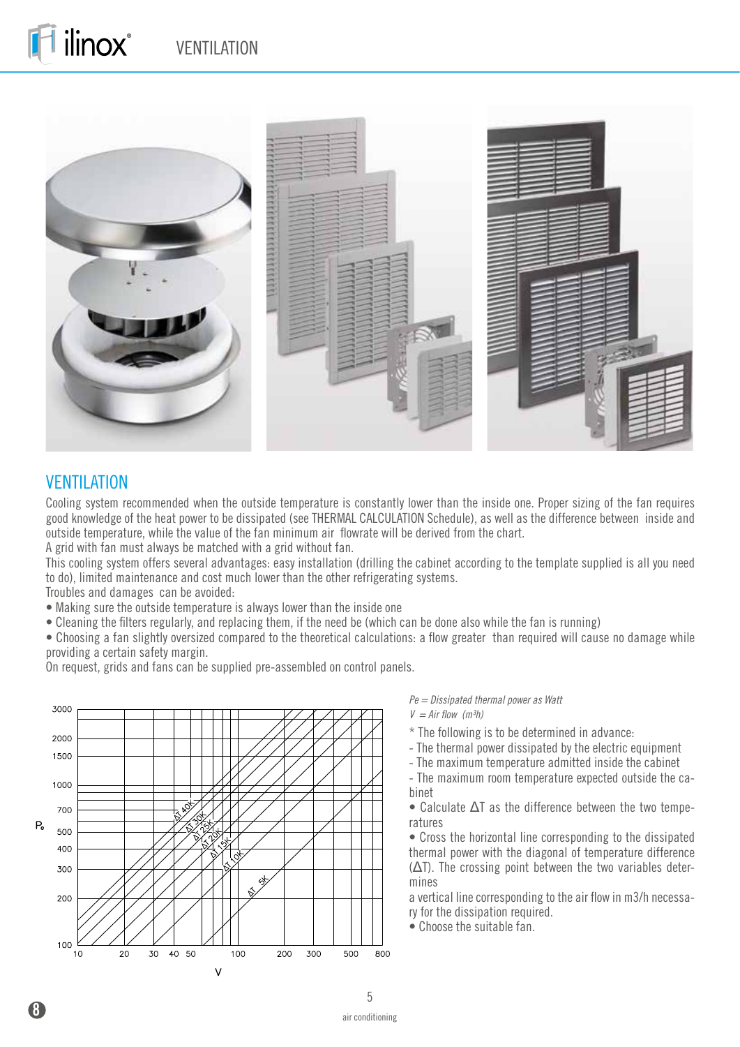## VENTILATION

Cooling system recommended when the outside temperature is constantly lower than the inside one. Proper sizing of the fan requires good knowledge of the heat power to be dissipated (see THERMAL CALCULATION Schedule), as well as the difference between inside and outside temperature, while the value of the fan minimum air flowrate will be derived from the chart.

A grid with fan must always be matched with a grid without fan.

This cooling system offers several advantages: easy installation (drilling the cabinet according to the template supplied is all you need to do), limited maintenance and cost much lower than the other refrigerating systems.

Troubles and damages can be avoided:

- Making sure the outside temperature is always lower than the inside one
- Cleaning the filters regularly, and replacing them, if the need be (which can be done also while the fan is running)
- Choosing a fan slightly oversized compared to the theoretical calculations: a flow greater than required will cause no damage while providing a certain safety margin.

On request, grids and fans can be supplied pre-assembled on control panels.

*Pe = Dissipated thermal power as Watt*
*V = Air flow (m³h)*

\* The following is to be determined in advance:

- The thermal power dissipated by the electric equipment
- The maximum temperature admitted inside the cabinet
- The maximum room temperature expected outside the cabinet

- Calculate ΔT as the difference between the two temperatures
- Cross the horizontal line corresponding to the dissipated thermal power with the diagonal of temperature difference (ΔT). The crossing point between the two variables determines a vertical line corresponding to the air flow in m3/h necessary for the dissipation required.
- Choose the suitable fan.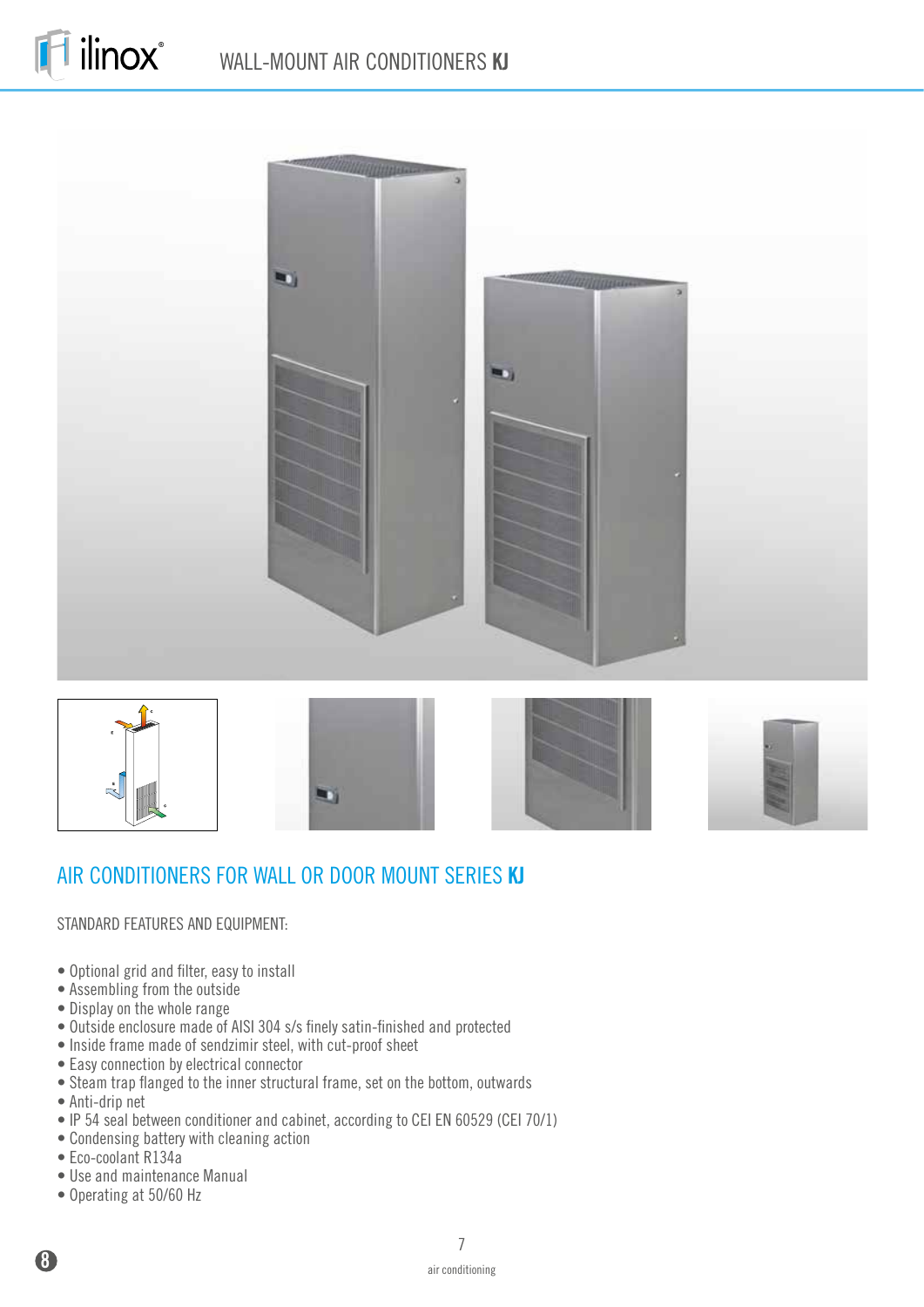## AIR CONDITIONERS FOR WALL OR DOOR MOUNT SERIES **KJ**

STANDARD FEATURES AND EQUIPMENT:

- Optional grid and filter, easy to install
- Assembling from the outside
- Display on the whole range
- Outside enclosure made of AISI 304 s/s finely satin-finished and protected
- Inside frame made of sendzimir steel, with cut-proof sheet
- Easy connection by electrical connector
- Steam trap flanged to the inner structural frame, set on the bottom, outwards
- Anti-drip net
- IP 54 seal between conditioner and cabinet, according to CEI EN 60529 (CEI 70/1)
- Condensing battery with cleaning action
- Eco-coolant R134a
- Use and maintenance Manual
- Operating at 50/60 Hz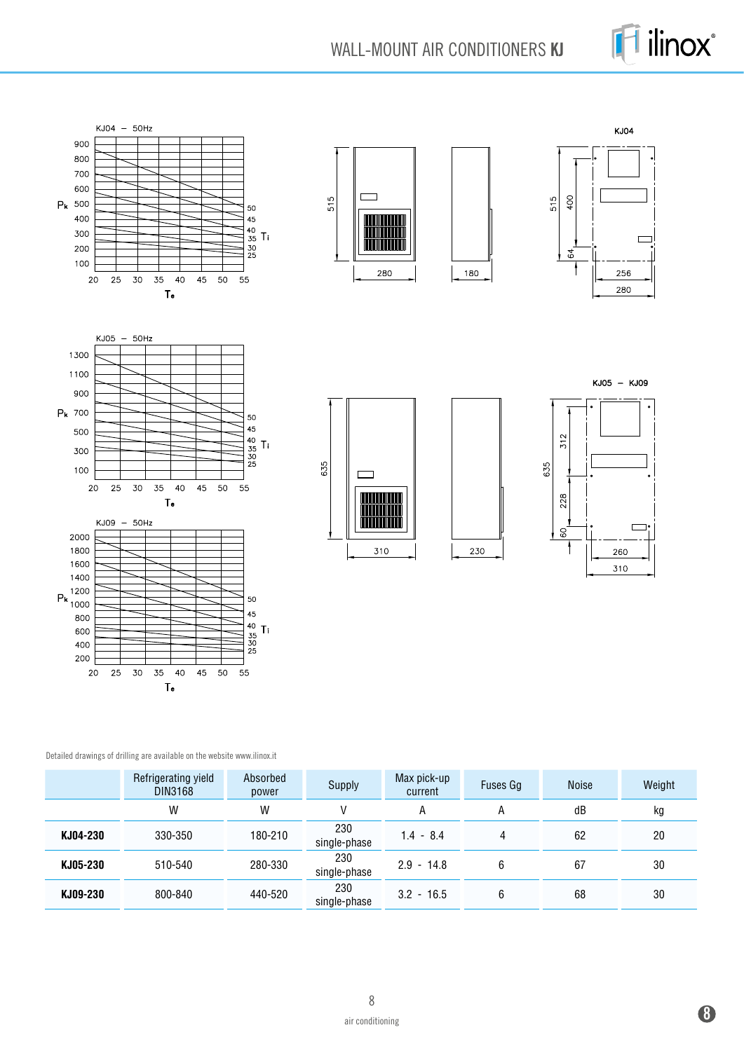KJ04 – 50Hz

Pk
900
800
700
600
500
400
300
200
100

20 25 30 35 40 45 50 55
Te

50
45
40
35 Ti
30
25

515
280
180

KJ04
515
400
64
256
280

KJ05 – 50Hz

Pk
1300
1100
900
700
500
300
100

20 25 30 35 40 45 50 55
Te

50
45
40
35 Ti
30
25

KJ05 – KJ09

635
310
230

635
312
228
60
260
310

KJ09 – 50Hz

Pk
2000
1800
1600
1400
1200
1000
800
600
400
200

20 25 30 35 40 45 50 55
Te

50
45
40 Ti
35
30
25

Detailed drawings of drilling are available on the website www.ilinox.it

| | Refrigerating yield DIN3168 | Absorbed power | Supply | Max pick-up current | Fuses Gg | Noise | Weight |
|---|---|---|---|---|---|---|---|
| | W | W | V | A | A | dB | kg |
| **KJ04-230** | 330-350 | 180-210 | 230 single-phase | 1.4 - 8.4 | 4 | 62 | 20 |
| **KJ05-230** | 510-540 | 280-330 | 230 single-phase | 2.9 - 14.8 | 6 | 67 | 30 |
| **KJ09-230** | 800-840 | 440-520 | 230 single-phase | 3.2 - 16.5 | 6 | 68 | 30 |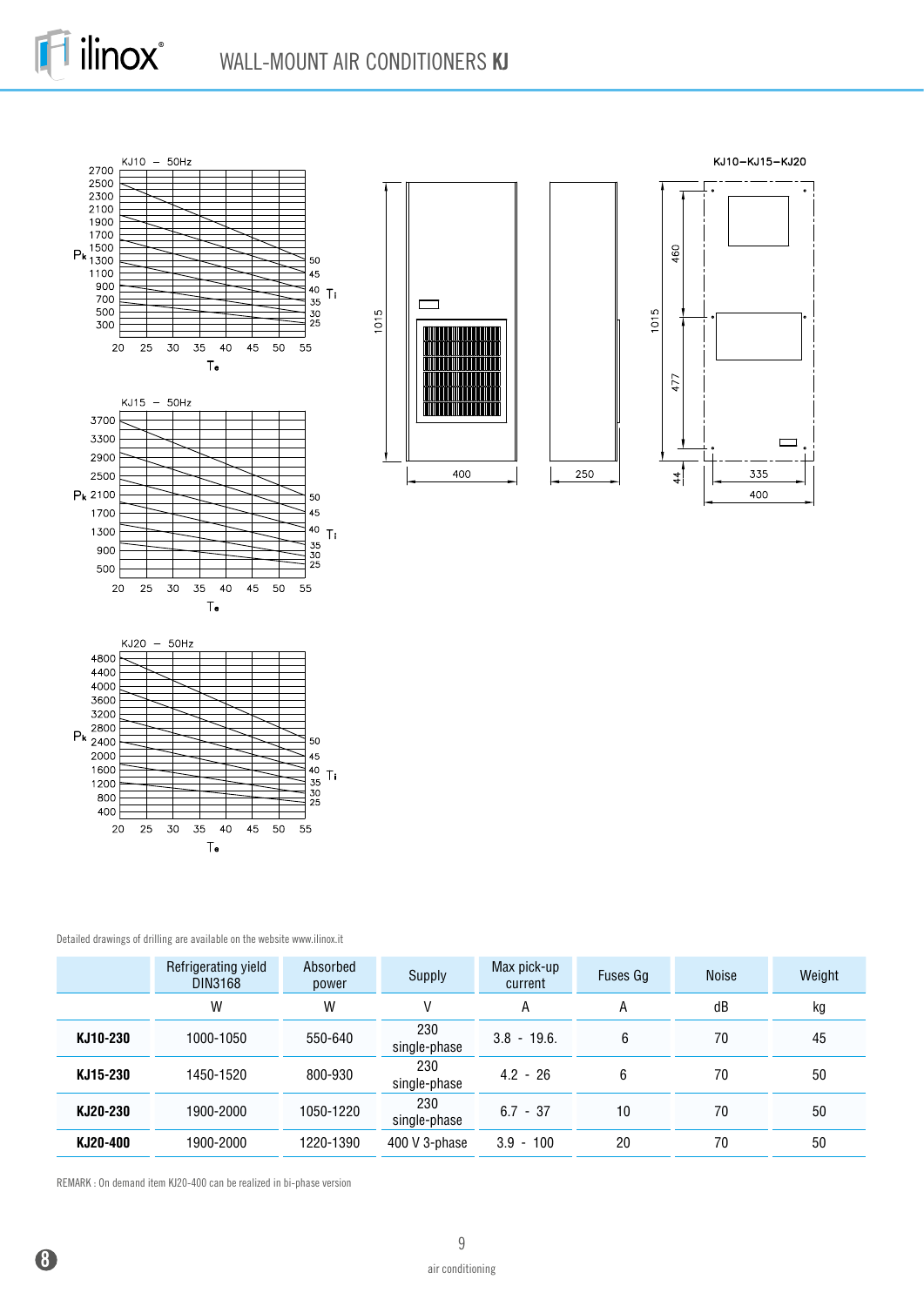# WALL-MOUNT AIR CONDITIONERS **KJ**

KJ10 – 50Hz

KJ15 – 50Hz

KJ20 – 50Hz

KJ10–KJ15–KJ20

Detailed drawings of drilling are available on the website www.ilinox.it

| | Refrigerating yield DIN3168 | Absorbed power | Supply | Max pick-up current | Fuses Gg | Noise | Weight |
|---|---|---|---|---|---|---|---|
| | W | W | V | A | A | dB | kg |
| **KJ10-230** | 1000-1050 | 550-640 | 230 single-phase | 3.8 - 19.6. | 6 | 70 | 45 |
| **KJ15-230** | 1450-1520 | 800-930 | 230 single-phase | 4.2 - 26 | 6 | 70 | 50 |
| **KJ20-230** | 1900-2000 | 1050-1220 | 230 single-phase | 6.7 - 37 | 10 | 70 | 50 |
| **KJ20-400** | 1900-2000 | 1220-1390 | 400 V 3-phase | 3.9 - 100 | 20 | 70 | 50 |

REMARK : On demand item KJ20-400 can be realized in bi-phase version

air conditioning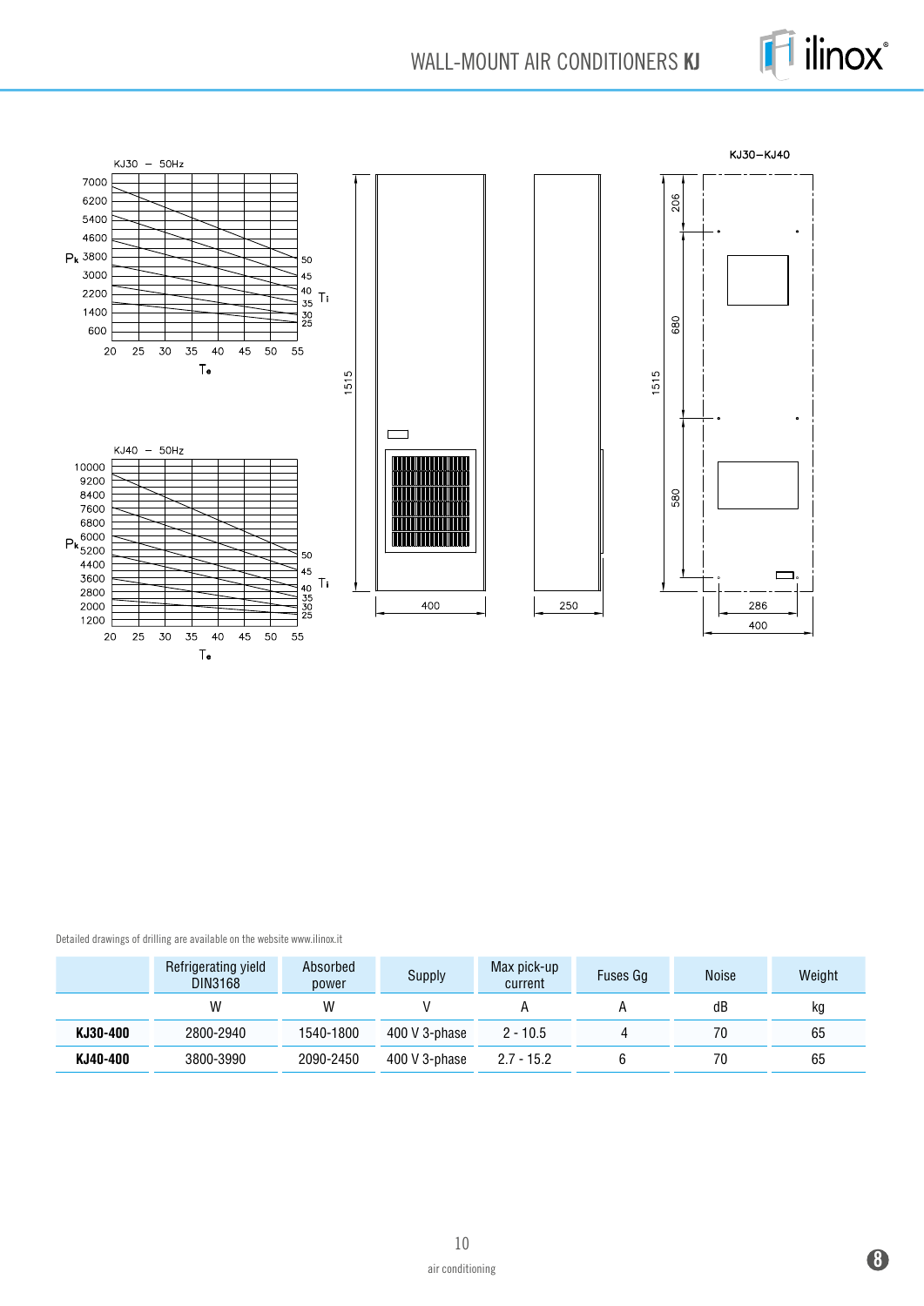KJ30 – 50Hz

Pk
7000
6200
5400
4600
3800
3000
2200
1400
600

20 25 30 35 40 45 50 55
Te

50
45
40
35
30
25
Ti

KJ40 – 50Hz

Pk
10000
9200
8400
7600
6800
6000
5200
4400
3600
2800
2000
1200

20 25 30 35 40 45 50 55
Te

50
45
40
35
30
25
Ti

1515
400
250

KJ30–KJ40

206
680
580
1515
286
400

Detailed drawings of drilling are available on the website www.ilinox.it

| | Refrigerating yield DIN3168 | Absorbed power | Supply | Max pick-up current | Fuses Gg | Noise | Weight |
|---|---|---|---|---|---|---|---|
| | W | W | V | A | A | dB | kg |
| **KJ30-400** | 2800-2940 | 1540-1800 | 400 V 3-phase | 2 - 10.5 | 4 | 70 | 65 |
| **KJ40-400** | 3800-3990 | 2090-2450 | 400 V 3-phase | 2.7 - 15.2 | 6 | 70 | 65 |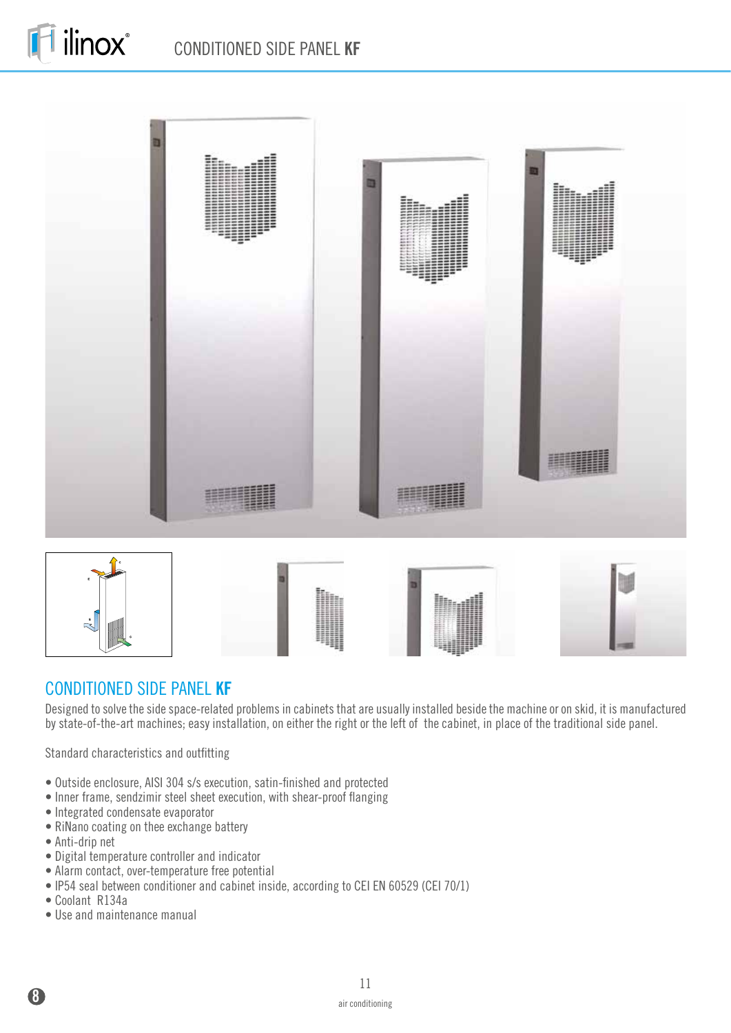## CONDITIONED SIDE PANEL **KF**

Designed to solve the side space-related problems in cabinets that are usually installed beside the machine or on skid, it is manufactured by state-of-the-art machines; easy installation, on either the right or the left of the cabinet, in place of the traditional side panel.

Standard characteristics and outfitting

- Outside enclosure, AISI 304 s/s execution, satin-finished and protected
- Inner frame, sendzimir steel sheet execution, with shear-proof flanging
- Integrated condensate evaporator
- RiNano coating on thee exchange battery
- Anti-drip net
- Digital temperature controller and indicator
- Alarm contact, over-temperature free potential
- IP54 seal between conditioner and cabinet inside, according to CEI EN 60529 (CEI 70/1)
- Coolant R134a
- Use and maintenance manual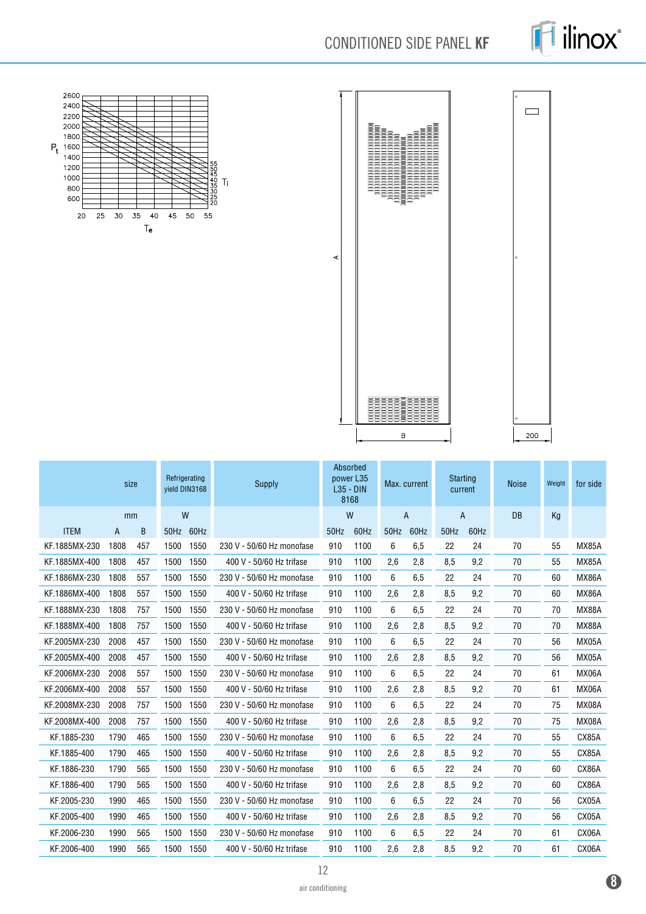# CONDITIONED SIDE PANEL KF

2600
2400
2200
2000
1800
$P_t$ 1600
1400
1200
1000
800
600

20 25 30 35 40 45 50 55

$T_e$

55 50 45 40 35 30 25 20 $T_i$

A

B

200

| | size | | Refrigerating yield DIN3168 | | Supply | Absorbed power L35 L35 - DIN 8168 | | Max. current | | Starting current | | Noise | Weight | for side |
|---|---|---|---|---|---|---|---|---|---|---|---|---|---|---|
| | mm | | W | | | W | | A | | A | | DB | Kg | |
| ITEM | A | B | 50Hz | 60Hz | | 50Hz | 60Hz | 50Hz | 60Hz | 50Hz | 60Hz | | | |
| KF.1885MX-230 | 1808 | 457 | 1500 | 1550 | 230 V - 50/60 Hz monofase | 910 | 1100 | 6 | 6,5 | 22 | 24 | 70 | 55 | MX85A |
| KF.1885MX-400 | 1808 | 457 | 1500 | 1550 | 400 V - 50/60 Hz trifase | 910 | 1100 | 2,6 | 2,8 | 8,5 | 9,2 | 70 | 55 | MX85A |
| KF.1886MX-230 | 1808 | 557 | 1500 | 1550 | 230 V - 50/60 Hz monofase | 910 | 1100 | 6 | 6,5 | 22 | 24 | 70 | 60 | MX86A |
| KF.1886MX-400 | 1808 | 557 | 1500 | 1550 | 400 V - 50/60 Hz trifase | 910 | 1100 | 2,6 | 2,8 | 8,5 | 9,2 | 70 | 60 | MX86A |
| KF.1888MX-230 | 1808 | 757 | 1500 | 1550 | 230 V - 50/60 Hz monofase | 910 | 1100 | 6 | 6,5 | 22 | 24 | 70 | 70 | MX88A |
| KF.1888MX-400 | 1808 | 757 | 1500 | 1550 | 400 V - 50/60 Hz trifase | 910 | 1100 | 2,6 | 2,8 | 8,5 | 9,2 | 70 | 70 | MX88A |
| KF.2005MX-230 | 2008 | 457 | 1500 | 1550 | 230 V - 50/60 Hz monofase | 910 | 1100 | 6 | 6,5 | 22 | 24 | 70 | 56 | MX05A |
| KF.2005MX-400 | 2008 | 457 | 1500 | 1550 | 400 V - 50/60 Hz trifase | 910 | 1100 | 2,6 | 2,8 | 8,5 | 9,2 | 70 | 56 | MX05A |
| KF.2006MX-230 | 2008 | 557 | 1500 | 1550 | 230 V - 50/60 Hz monofase | 910 | 1100 | 6 | 6,5 | 22 | 24 | 70 | 61 | MX06A |
| KF.2006MX-400 | 2008 | 557 | 1500 | 1550 | 400 V - 50/60 Hz trifase | 910 | 1100 | 2,6 | 2,8 | 8,5 | 9,2 | 70 | 61 | MX06A |
| KF.2008MX-230 | 2008 | 757 | 1500 | 1550 | 230 V - 50/60 Hz monofase | 910 | 1100 | 6 | 6,5 | 22 | 24 | 70 | 75 | MX08A |
| KF.2008MX-400 | 2008 | 757 | 1500 | 1550 | 400 V - 50/60 Hz trifase | 910 | 1100 | 2,6 | 2,8 | 8,5 | 9,2 | 70 | 75 | MX08A |
| KF.1885-230 | 1790 | 465 | 1500 | 1550 | 230 V - 50/60 Hz monofase | 910 | 1100 | 6 | 6,5 | 22 | 24 | 70 | 55 | CX85A |
| KF.1885-400 | 1790 | 465 | 1500 | 1550 | 400 V - 50/60 Hz trifase | 910 | 1100 | 2,6 | 2,8 | 8,5 | 9,2 | 70 | 55 | CX85A |
| KF.1886-230 | 1790 | 565 | 1500 | 1550 | 230 V - 50/60 Hz monofase | 910 | 1100 | 6 | 6,5 | 22 | 24 | 70 | 60 | CX86A |
| KF.1886-400 | 1790 | 565 | 1500 | 1550 | 400 V - 50/60 Hz trifase | 910 | 1100 | 2,6 | 2,8 | 8,5 | 9,2 | 70 | 60 | CX86A |
| KF.2005-230 | 1990 | 465 | 1500 | 1550 | 230 V - 50/60 Hz monofase | 910 | 1100 | 6 | 6,5 | 22 | 24 | 70 | 56 | CX05A |
| KF.2005-400 | 1990 | 465 | 1500 | 1550 | 400 V - 50/60 Hz trifase | 910 | 1100 | 2,6 | 2,8 | 8,5 | 9,2 | 70 | 56 | CX05A |
| KF.2006-230 | 1990 | 565 | 1500 | 1550 | 230 V - 50/60 Hz monofase | 910 | 1100 | 6 | 6,5 | 22 | 24 | 70 | 61 | CX06A |
| KF.2006-400 | 1990 | 565 | 1500 | 1550 | 400 V - 50/60 Hz trifase | 910 | 1100 | 2,6 | 2,8 | 8,5 | 9,2 | 70 | 61 | CX06A |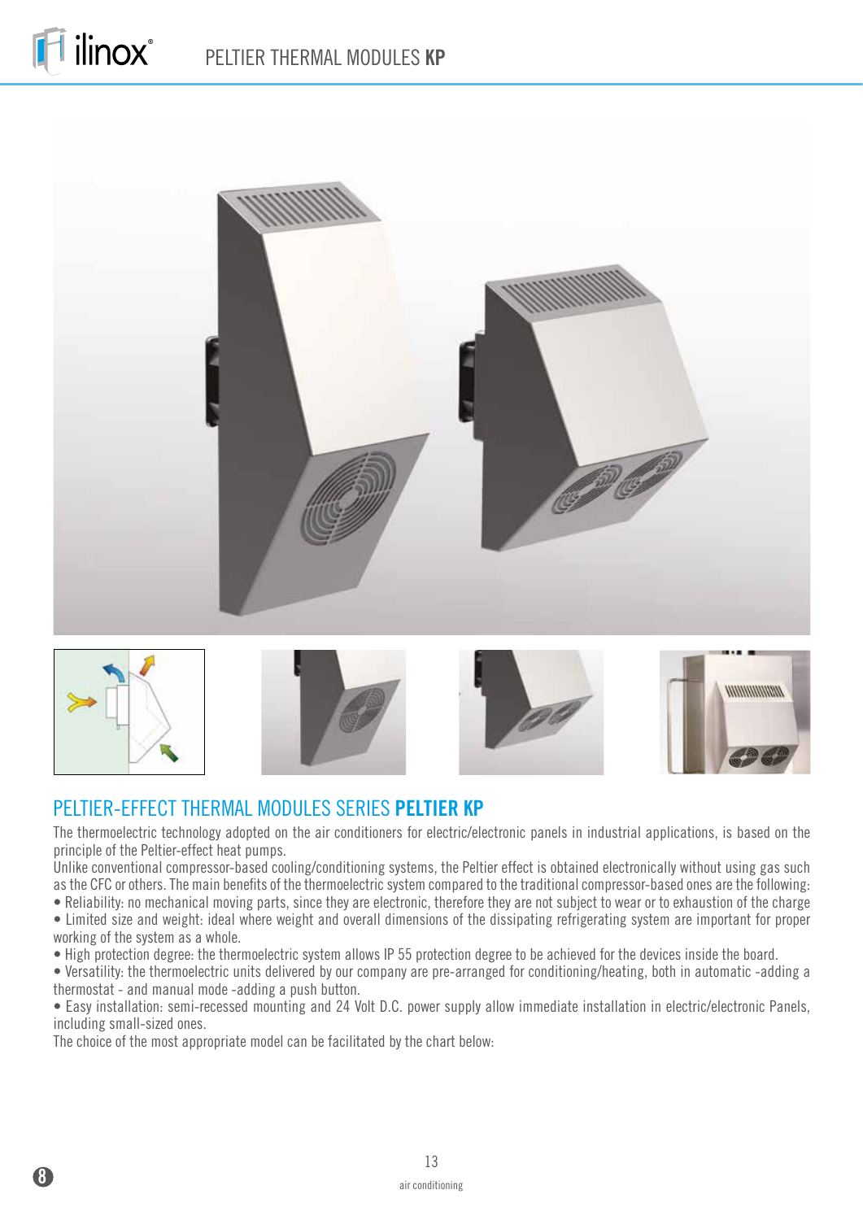## PELTIER-EFFECT THERMAL MODULES SERIES **PELTIER KP**

The thermoelectric technology adopted on the air conditioners for electric/electronic panels in industrial applications, is based on the principle of the Peltier-effect heat pumps.
Unlike conventional compressor-based cooling/conditioning systems, the Peltier effect is obtained electronically without using gas such as the CFC or others. The main benefits of the thermoelectric system compared to the traditional compressor-based ones are the following:

- Reliability: no mechanical moving parts, since they are electronic, therefore they are not subject to wear or to exhaustion of the charge
- Limited size and weight: ideal where weight and overall dimensions of the dissipating refrigerating system are important for proper working of the system as a whole.
- High protection degree: the thermoelectric system allows IP 55 protection degree to be achieved for the devices inside the board.
- Versatility: the thermoelectric units delivered by our company are pre-arranged for conditioning/heating, both in automatic -adding a thermostat - and manual mode -adding a push button.
- Easy installation: semi-recessed mounting and 24 Volt D.C. power supply allow immediate installation in electric/electronic Panels, including small-sized ones.

The choice of the most appropriate model can be facilitated by the chart below: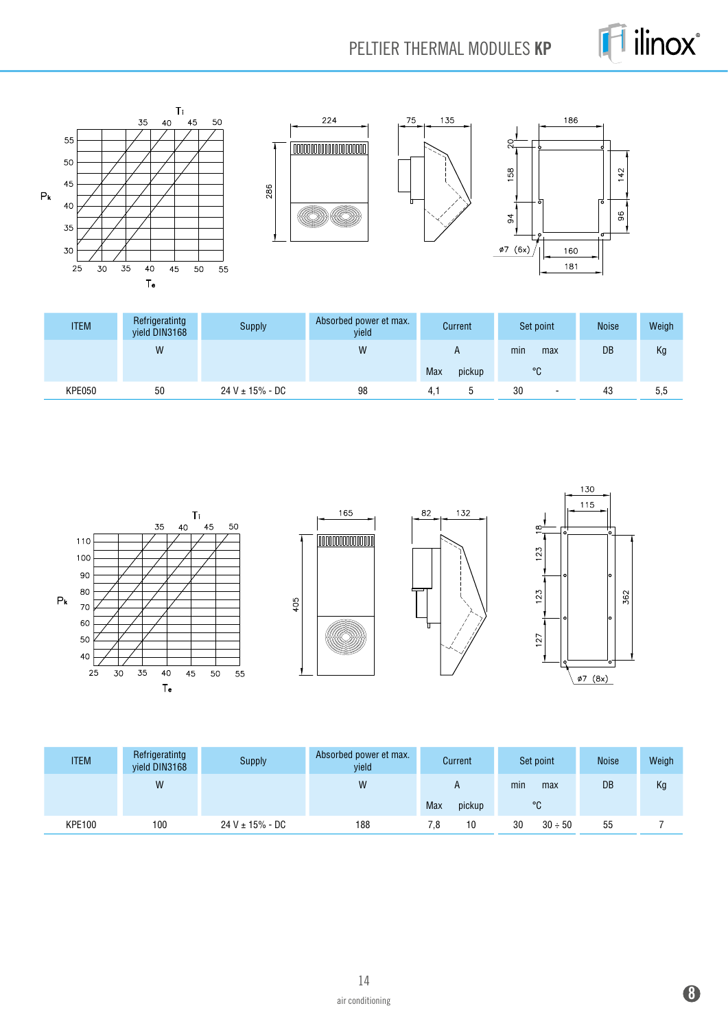# PELTIER THERMAL MODULES KP

$T_i$
35 40 45 50
$P_k$
55 50 45 40 35 30
25 30 35 40 45 50 55
$T_e$

224
286
75 135
186
20 158 94
142 96
ø7 (6x)
160
181

| ITEM | Refrigeratintg yield DIN3168 | Supply | Absorbed power et max. yield | Current | | Set point | | Noise | Weigh |
|---|---|---|---|---|---|---|---|---|---|
| | W | | W | A | | min | max | DB | Kg |
| | | | | Max | pickup | °C | | | |
| KPE050 | 50 | 24 V ± 15% - DC | 98 | 4,1 | 5 | 30 | - | 43 | 5,5 |

$T_i$
35 40 45 50
$P_k$
110 100 90 80 70 60 50 40
25 30 35 40 45 50 55
$T_e$

165
405
82 132
130
115
18 123 123 127
362
ø7 (8x)

| ITEM | Refrigeratintg yield DIN3168 | Supply | Absorbed power et max. yield | Current | | Set point | | Noise | Weigh |
|---|---|---|---|---|---|---|---|---|---|
| | W | | W | A | | min | max | DB | Kg |
| | | | | Max | pickup | °C | | | |
| KPE100 | 100 | 24 V ± 15% - DC | 188 | 7,8 | 10 | 30 | 30 ÷ 50 | 55 | 7 |

air conditioning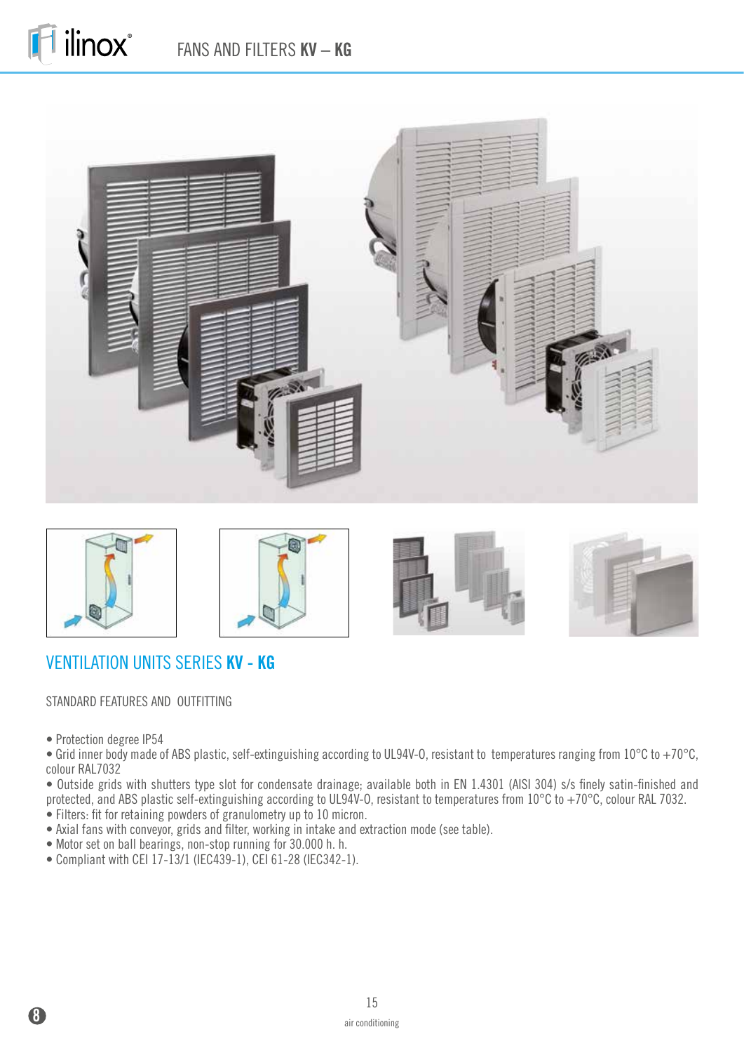## VENTILATION UNITS SERIES **KV - KG**

STANDARD FEATURES AND OUTFITTING

- Protection degree IP54
- Grid inner body made of ABS plastic, self-extinguishing according to UL94V-0, resistant to temperatures ranging from 10°C to +70°C, colour RAL7032
- Outside grids with shutters type slot for condensate drainage; available both in EN 1.4301 (AISI 304) s/s finely satin-finished and protected, and ABS plastic self-extinguishing according to UL94V-0, resistant to temperatures from 10°C to +70°C, colour RAL 7032.
- Filters: fit for retaining powders of granulometry up to 10 micron.
- Axial fans with conveyor, grids and filter, working in intake and extraction mode (see table).
- Motor set on ball bearings, non-stop running for 30.000 h. h.
- Compliant with CEI 17-13/1 (IEC439-1), CEI 61-28 (IEC342-1).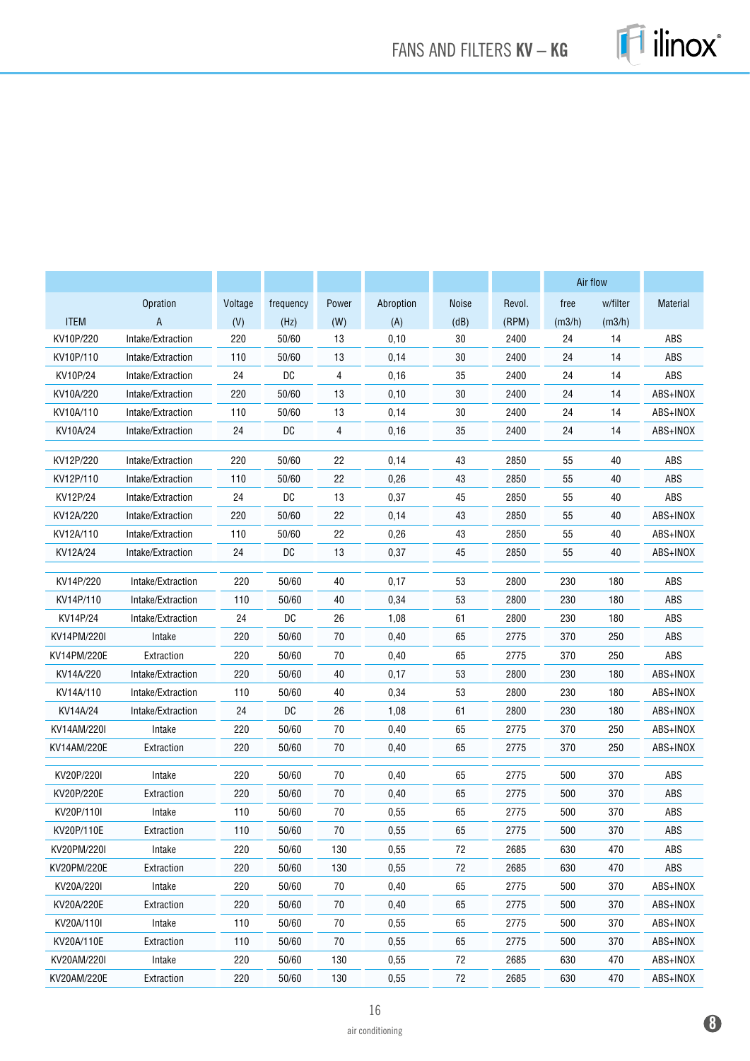| ITEM | Opration A | Voltage (V) | frequency (Hz) | Power (W) | Abroption (A) | Noise (dB) | Revol. (RPM) | Air flow free (m3/h) | Air flow w/filter (m3/h) | Material |
|---|---|---|---|---|---|---|---|---|---|---|
| KV10P/220 | Intake/Extraction | 220 | 50/60 | 13 | 0,10 | 30 | 2400 | 24 | 14 | ABS |
| KV10P/110 | Intake/Extraction | 110 | 50/60 | 13 | 0,14 | 30 | 2400 | 24 | 14 | ABS |
| KV10P/24 | Intake/Extraction | 24 | DC | 4 | 0,16 | 35 | 2400 | 24 | 14 | ABS |
| KV10A/220 | Intake/Extraction | 220 | 50/60 | 13 | 0,10 | 30 | 2400 | 24 | 14 | ABS+INOX |
| KV10A/110 | Intake/Extraction | 110 | 50/60 | 13 | 0,14 | 30 | 2400 | 24 | 14 | ABS+INOX |
| KV10A/24 | Intake/Extraction | 24 | DC | 4 | 0,16 | 35 | 2400 | 24 | 14 | ABS+INOX |
| KV12P/220 | Intake/Extraction | 220 | 50/60 | 22 | 0,14 | 43 | 2850 | 55 | 40 | ABS |
| KV12P/110 | Intake/Extraction | 110 | 50/60 | 22 | 0,26 | 43 | 2850 | 55 | 40 | ABS |
| KV12P/24 | Intake/Extraction | 24 | DC | 13 | 0,37 | 45 | 2850 | 55 | 40 | ABS |
| KV12A/220 | Intake/Extraction | 220 | 50/60 | 22 | 0,14 | 43 | 2850 | 55 | 40 | ABS+INOX |
| KV12A/110 | Intake/Extraction | 110 | 50/60 | 22 | 0,26 | 43 | 2850 | 55 | 40 | ABS+INOX |
| KV12A/24 | Intake/Extraction | 24 | DC | 13 | 0,37 | 45 | 2850 | 55 | 40 | ABS+INOX |
| KV14P/220 | Intake/Extraction | 220 | 50/60 | 40 | 0,17 | 53 | 2800 | 230 | 180 | ABS |
| KV14P/110 | Intake/Extraction | 110 | 50/60 | 40 | 0,34 | 53 | 2800 | 230 | 180 | ABS |
| KV14P/24 | Intake/Extraction | 24 | DC | 26 | 1,08 | 61 | 2800 | 230 | 180 | ABS |
| KV14PM/220I | Intake | 220 | 50/60 | 70 | 0,40 | 65 | 2775 | 370 | 250 | ABS |
| KV14PM/220E | Extraction | 220 | 50/60 | 70 | 0,40 | 65 | 2775 | 370 | 250 | ABS |
| KV14A/220 | Intake/Extraction | 220 | 50/60 | 40 | 0,17 | 53 | 2800 | 230 | 180 | ABS+INOX |
| KV14A/110 | Intake/Extraction | 110 | 50/60 | 40 | 0,34 | 53 | 2800 | 230 | 180 | ABS+INOX |
| KV14A/24 | Intake/Extraction | 24 | DC | 26 | 1,08 | 61 | 2800 | 230 | 180 | ABS+INOX |
| KV14AM/220I | Intake | 220 | 50/60 | 70 | 0,40 | 65 | 2775 | 370 | 250 | ABS+INOX |
| KV14AM/220E | Extraction | 220 | 50/60 | 70 | 0,40 | 65 | 2775 | 370 | 250 | ABS+INOX |
| KV20P/220I | Intake | 220 | 50/60 | 70 | 0,40 | 65 | 2775 | 500 | 370 | ABS |
| KV20P/220E | Extraction | 220 | 50/60 | 70 | 0,40 | 65 | 2775 | 500 | 370 | ABS |
| KV20P/110I | Intake | 110 | 50/60 | 70 | 0,55 | 65 | 2775 | 500 | 370 | ABS |
| KV20P/110E | Extraction | 110 | 50/60 | 70 | 0,55 | 65 | 2775 | 500 | 370 | ABS |
| KV20PM/220I | Intake | 220 | 50/60 | 130 | 0,55 | 72 | 2685 | 630 | 470 | ABS |
| KV20PM/220E | Extraction | 220 | 50/60 | 130 | 0,55 | 72 | 2685 | 630 | 470 | ABS |
| KV20A/220I | Intake | 220 | 50/60 | 70 | 0,40 | 65 | 2775 | 500 | 370 | ABS+INOX |
| KV20A/220E | Extraction | 220 | 50/60 | 70 | 0,40 | 65 | 2775 | 500 | 370 | ABS+INOX |
| KV20A/110I | Intake | 110 | 50/60 | 70 | 0,55 | 65 | 2775 | 500 | 370 | ABS+INOX |
| KV20A/110E | Extraction | 110 | 50/60 | 70 | 0,55 | 65 | 2775 | 500 | 370 | ABS+INOX |
| KV20AM/220I | Intake | 220 | 50/60 | 130 | 0,55 | 72 | 2685 | 630 | 470 | ABS+INOX |
| KV20AM/220E | Extraction | 220 | 50/60 | 130 | 0,55 | 72 | 2685 | 630 | 470 | ABS+INOX |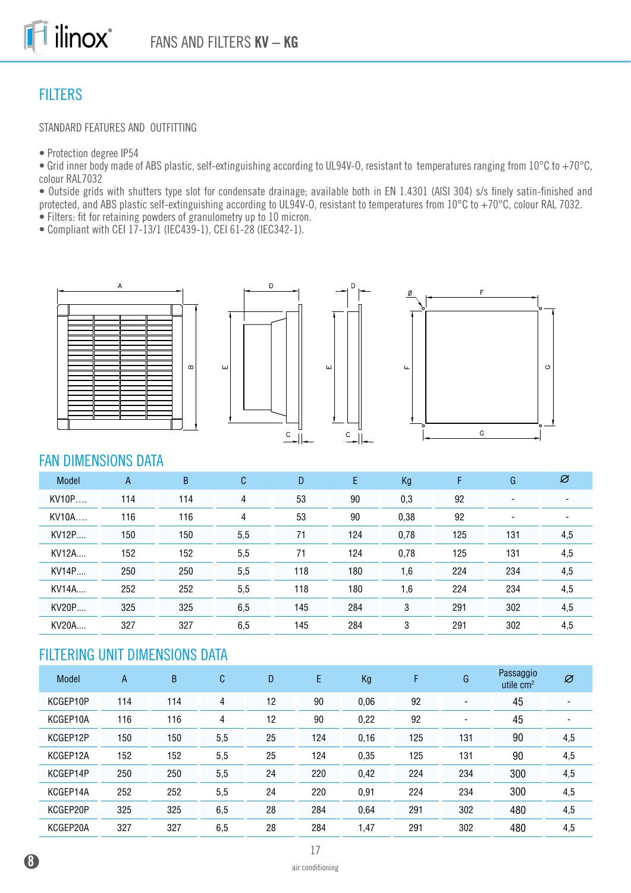## FILTERS

STANDARD FEATURES AND OUTFITTING

- Protection degree IP54
- Grid inner body made of ABS plastic, self-extinguishing according to UL94V-0, resistant to temperatures ranging from 10°C to +70°C, colour RAL7032
- Outside grids with shutters type slot for condensate drainage; available both in EN 1.4301 (AISI 304) s/s finely satin-finished and protected, and ABS plastic self-extinguishing according to UL94V-0, resistant to temperatures from 10°C to +70°C, colour RAL 7032.
- Filters: fit for retaining powders of granulometry up to 10 micron.
- Compliant with CEI 17-13/1 (IEC439-1), CEI 61-28 (IEC342-1).

A
B
D
E
C
D
E
C
Ø
F
F
G
G

## FAN DIMENSIONS DATA

| Model | A | B | C | D | E | Kg | F | G | Ø |
|---|---|---|---|---|---|---|---|---|---|
| KV10P…. | 114 | 114 | 4 | 53 | 90 | 0,3 | 92 | - | - |
| KV10A…. | 116 | 116 | 4 | 53 | 90 | 0,38 | 92 | - | - |
| KV12P…. | 150 | 150 | 5,5 | 71 | 124 | 0,78 | 125 | 131 | 4,5 |
| KV12A…. | 152 | 152 | 5,5 | 71 | 124 | 0,78 | 125 | 131 | 4,5 |
| KV14P…. | 250 | 250 | 5,5 | 118 | 180 | 1,6 | 224 | 234 | 4,5 |
| KV14A…. | 252 | 252 | 5,5 | 118 | 180 | 1,6 | 224 | 234 | 4,5 |
| KV20P…. | 325 | 325 | 6,5 | 145 | 284 | 3 | 291 | 302 | 4,5 |
| KV20A…. | 327 | 327 | 6,5 | 145 | 284 | 3 | 291 | 302 | 4,5 |

## FILTERING UNIT DIMENSIONS DATA

| Model | A | B | C | D | E | Kg | F | G | Passaggio utile $cm^2$ | Ø |
|---|---|---|---|---|---|---|---|---|---|---|
| KCGEP10P | 114 | 114 | 4 | 12 | 90 | 0,06 | 92 | - | 45 | - |
| KCGEP10A | 116 | 116 | 4 | 12 | 90 | 0,22 | 92 | - | 45 | - |
| KCGEP12P | 150 | 150 | 5,5 | 25 | 124 | 0,16 | 125 | 131 | 90 | 4,5 |
| KCGEP12A | 152 | 152 | 5,5 | 25 | 124 | 0,35 | 125 | 131 | 90 | 4,5 |
| KCGEP14P | 250 | 250 | 5,5 | 24 | 220 | 0,42 | 224 | 234 | 300 | 4,5 |
| KCGEP14A | 252 | 252 | 5,5 | 24 | 220 | 0,91 | 224 | 234 | 300 | 4,5 |
| KCGEP20P | 325 | 325 | 6,5 | 28 | 284 | 0,64 | 291 | 302 | 480 | 4,5 |
| KCGEP20A | 327 | 327 | 6,5 | 28 | 284 | 1,47 | 291 | 302 | 480 | 4,5 |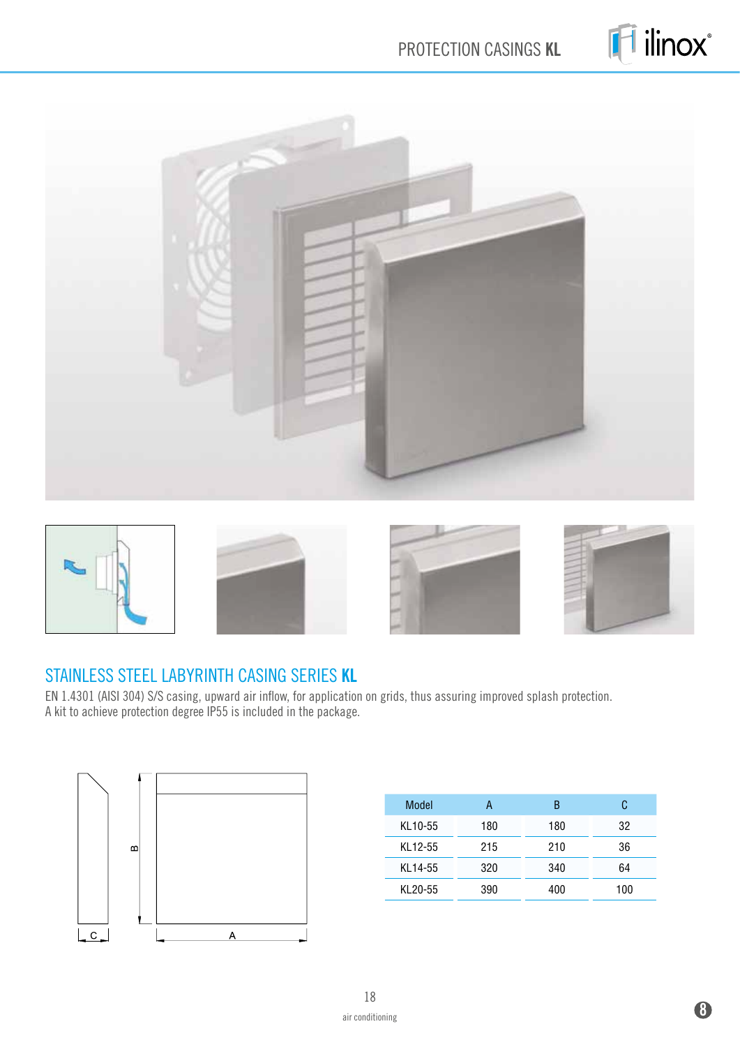## STAINLESS STEEL LABYRINTH CASING SERIES **KL**

EN 1.4301 (AISI 304) S/S casing, upward air inflow, for application on grids, thus assuring improved splash protection.
A kit to achieve protection degree IP55 is included in the package.

C

B

A

| Model | A | B | C |
|---|---|---|---|
| KL10-55 | 180 | 180 | 32 |
| KL12-55 | 215 | 210 | 36 |
| KL14-55 | 320 | 340 | 64 |
| KL20-55 | 390 | 400 | 100 |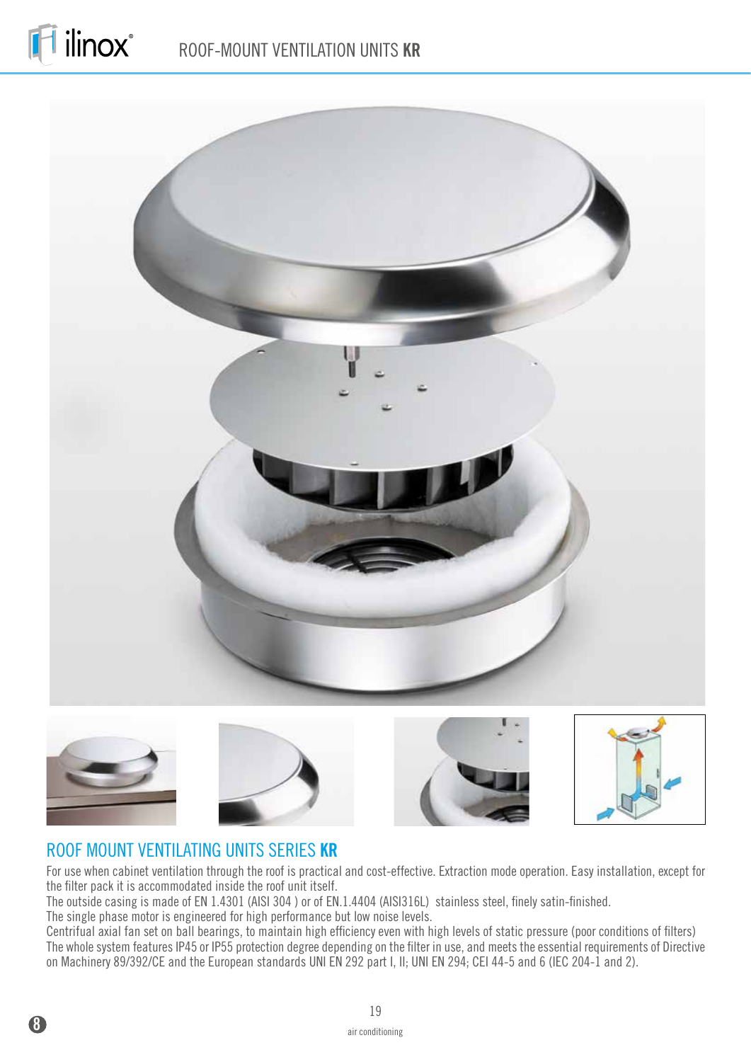## ROOF MOUNT VENTILATING UNITS SERIES **KR**

For use when cabinet ventilation through the roof is practical and cost-effective. Extraction mode operation. Easy installation, except for the filter pack it is accommodated inside the roof unit itself.

The outside casing is made of EN 1.4301 (AISI 304 ) or of EN.1.4404 (AISI316L) stainless steel, finely satin-finished.

The single phase motor is engineered for high performance but low noise levels.

Centrifual axial fan set on ball bearings, to maintain high efficiency even with high levels of static pressure (poor conditions of filters)

The whole system features IP45 or IP55 protection degree depending on the filter in use, and meets the essential requirements of Directive on Machinery 89/392/CE and the European standards UNI EN 292 part I, II; UNI EN 294; CEI 44-5 and 6 (IEC 204-1 and 2).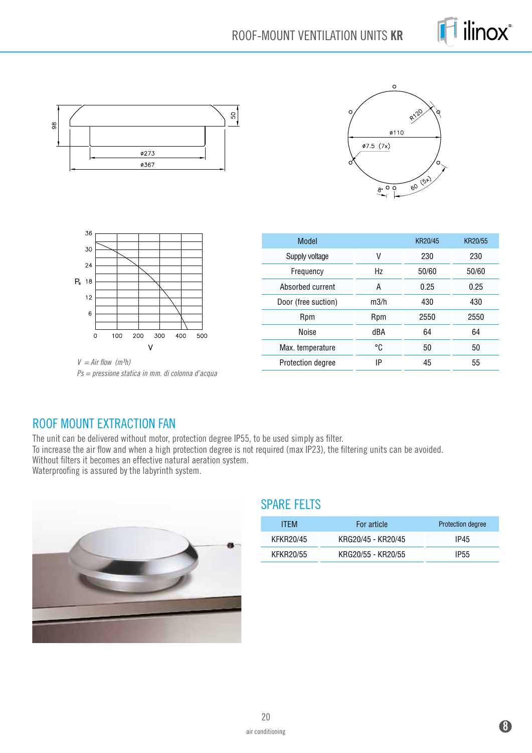V = Air flow (m³h)
Ps = pressione statica in mm. di colonna d'acqua

| Model | | KR20/45 | KR20/55 |
|---|---|---|---|
| Supply voltage | V | 230 | 230 |
| Frequency | Hz | 50/60 | 50/60 |
| Absorbed current | A | 0.25 | 0.25 |
| Door (free suction) | m3/h | 430 | 430 |
| Rpm | Rpm | 2550 | 2550 |
| Noise | dBA | 64 | 64 |
| Max. temperature | °C | 50 | 50 |
| Protection degree | IP | 45 | 55 |

## ROOF MOUNT EXTRACTION FAN

The unit can be delivered without motor, protection degree IP55, to be used simply as filter.
To increase the air flow and when a high protection degree is not required (max IP23), the filtering units can be avoided.
Without filters it becomes an effective natural aeration system.
Waterproofing is assured by the labyrinth system.

## SPARE FELTS

| ITEM | For article | Protection degree |
|---|---|---|
| KFKR20/45 | KRG20/45 - KR20/45 | IP45 |
| KFKR20/55 | KRG20/55 - KR20/55 | IP55 |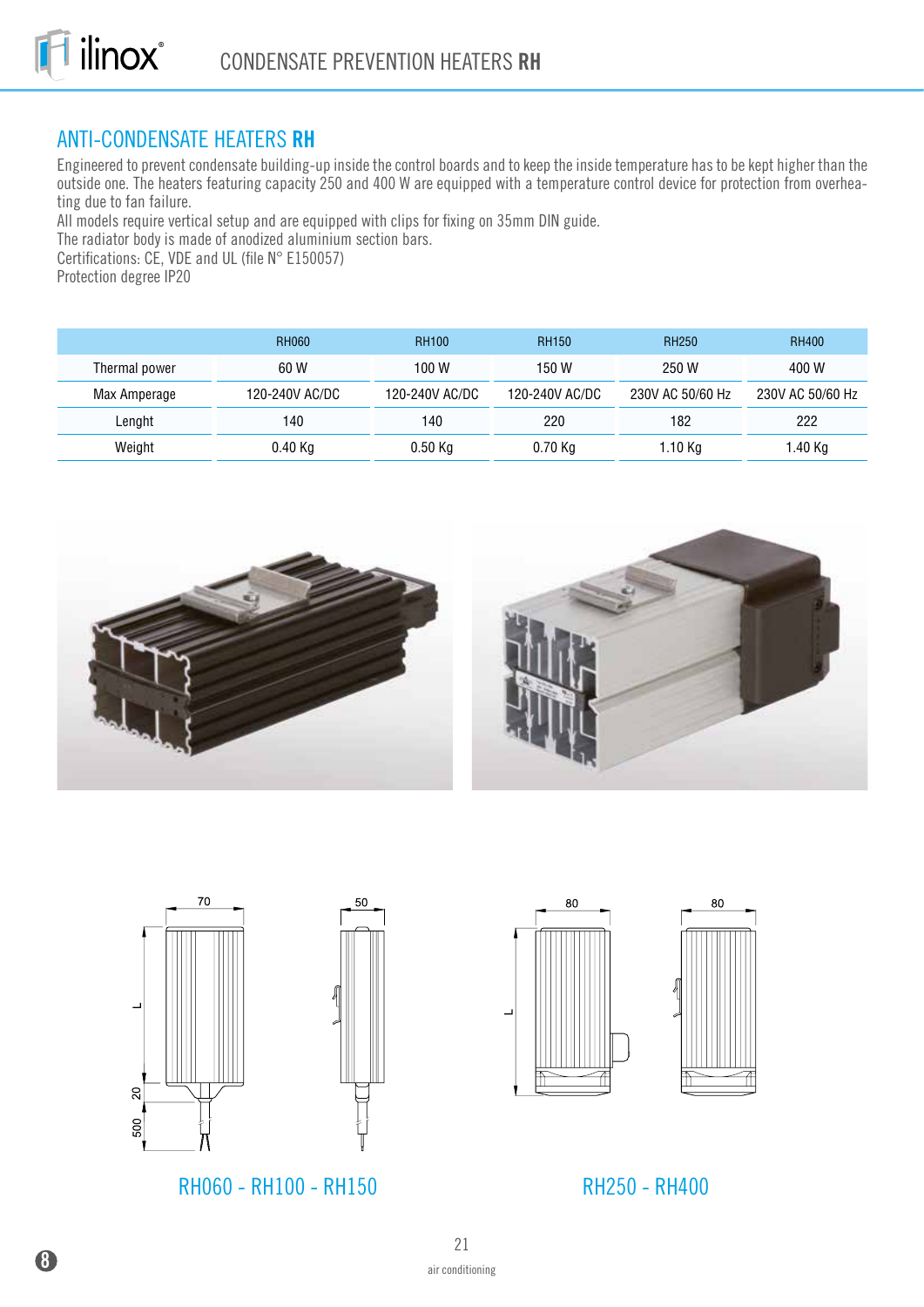## ANTI-CONDENSATE HEATERS **RH**

Engineered to prevent condensate building-up inside the control boards and to keep the inside temperature has to be kept higher than the outside one. The heaters featuring capacity 250 and 400 W are equipped with a temperature control device for protection from overheating due to fan failure.
All models require vertical setup and are equipped with clips for fixing on 35mm DIN guide.
The radiator body is made of anodized aluminium section bars.
Certifications: CE, VDE and UL (file N° E150057)
Protection degree IP20

| | RH060 | RH100 | RH150 | RH250 | RH400 |
|---|---|---|---|---|---|
| Thermal power | 60 W | 100 W | 150 W | 250 W | 400 W |
| Max Amperage | 120-240V AC/DC | 120-240V AC/DC | 120-240V AC/DC | 230V AC 50/60 Hz | 230V AC 50/60 Hz |
| Lenght | 140 | 140 | 220 | 182 | 222 |
| Weight | 0.40 Kg | 0.50 Kg | 0.70 Kg | 1.10 Kg | 1.40 Kg |

RH060 - RH100 - RH150

RH250 - RH400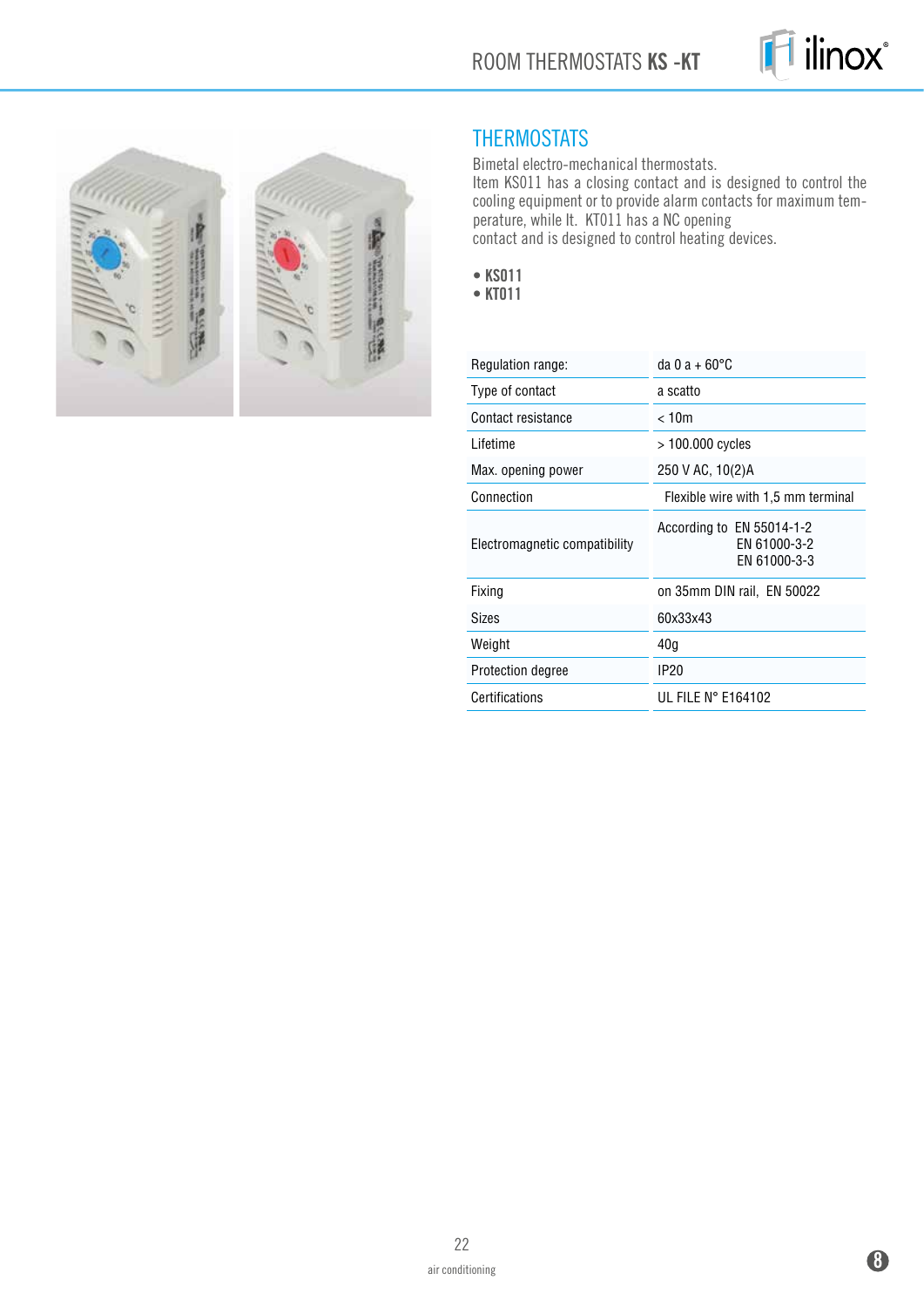## THERMOSTATS

Bimetal electro-mechanical thermostats.
Item KS011 has a closing contact and is designed to control the cooling equipment or to provide alarm contacts for maximum temperature, while It. KT011 has a NC opening contact and is designed to control heating devices.

- **KS011**
- **KT011**

| | |
|---|---|
| Regulation range: | da 0 a + 60°C |
| Type of contact | a scatto |
| Contact resistance | < 10m |
| Lifetime | > 100.000 cycles |
| Max. opening power | 250 V AC, 10(2)A |
| Connection | Flexible wire with 1,5 mm terminal |
| Electromagnetic compatibility | According to EN 55014-1-2<br>EN 61000-3-2<br>EN 61000-3-3 |
| Fixing | on 35mm DIN rail, EN 50022 |
| Sizes | 60x33x43 |
| Weight | 40g |
| Protection degree | IP20 |
| Certifications | UL FILE N° E164102 |